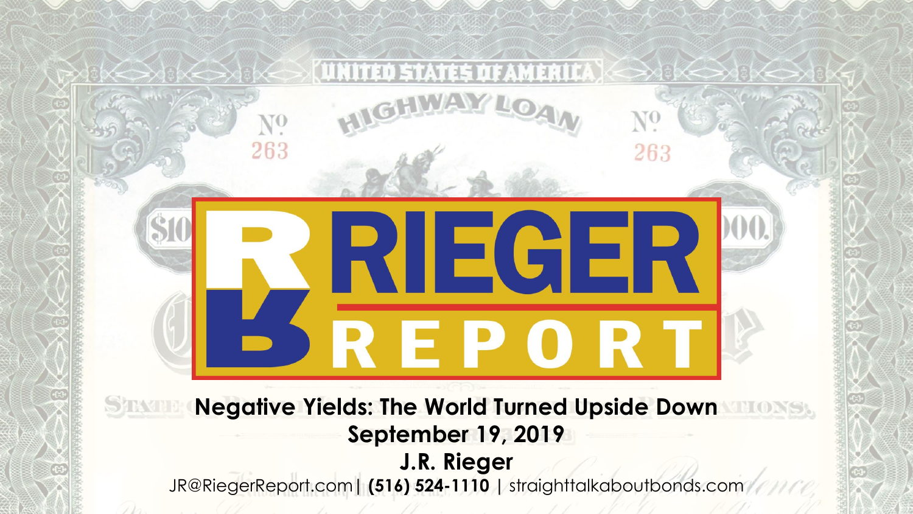# RIEGER REPORT

## Negative Yields: The World Turned Upside Down

**September 19, 2019**

**J.R. Rieger**

JR@RiegerReport.com | **(516) 524-1110** | straighttalkaboutbonds.com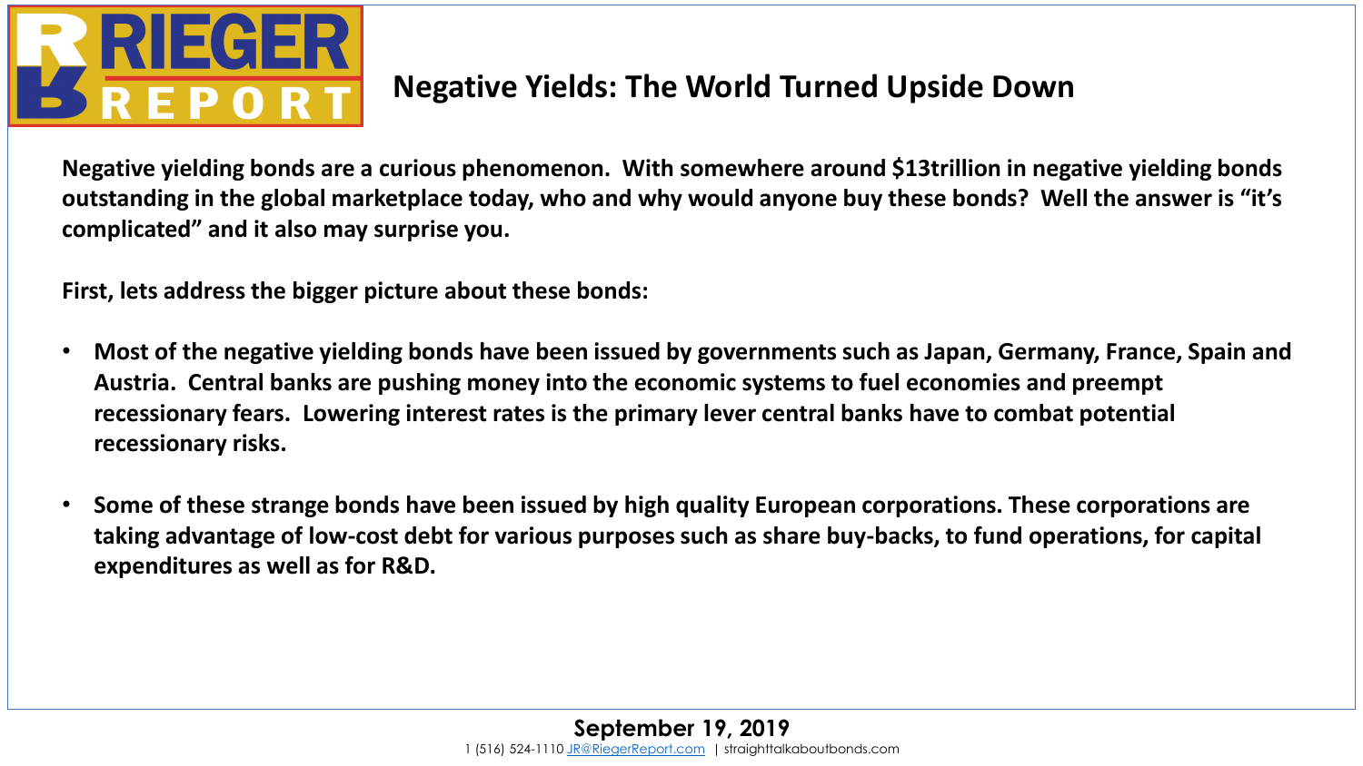# Negative Yields: The World Turned Upside Down

**Negative yielding bonds are a curious phenomenon. With somewhere around $13trillion in negative yielding bonds outstanding in the global marketplace today, who and why would anyone buy these bonds? Well the answer is "it's complicated" and it also may surprise you.**

**First, lets address the bigger picture about these bonds:**

- **Most of the negative yielding bonds have been issued by governments such as Japan, Germany, France, Spain and Austria. Central banks are pushing money into the economic systems to fuel economies and preempt recessionary fears. Lowering interest rates is the primary lever central banks have to combat potential recessionary risks.**

- **Some of these strange bonds have been issued by high quality European corporations. These corporations are taking advantage of low-cost debt for various purposes such as share buy-backs, to fund operations, for capital expenditures as well as for R&D.**

**September 19, 2019**

1 (516) 524-1110 JR@RiegerReport.com | straighttalkaboutbonds.com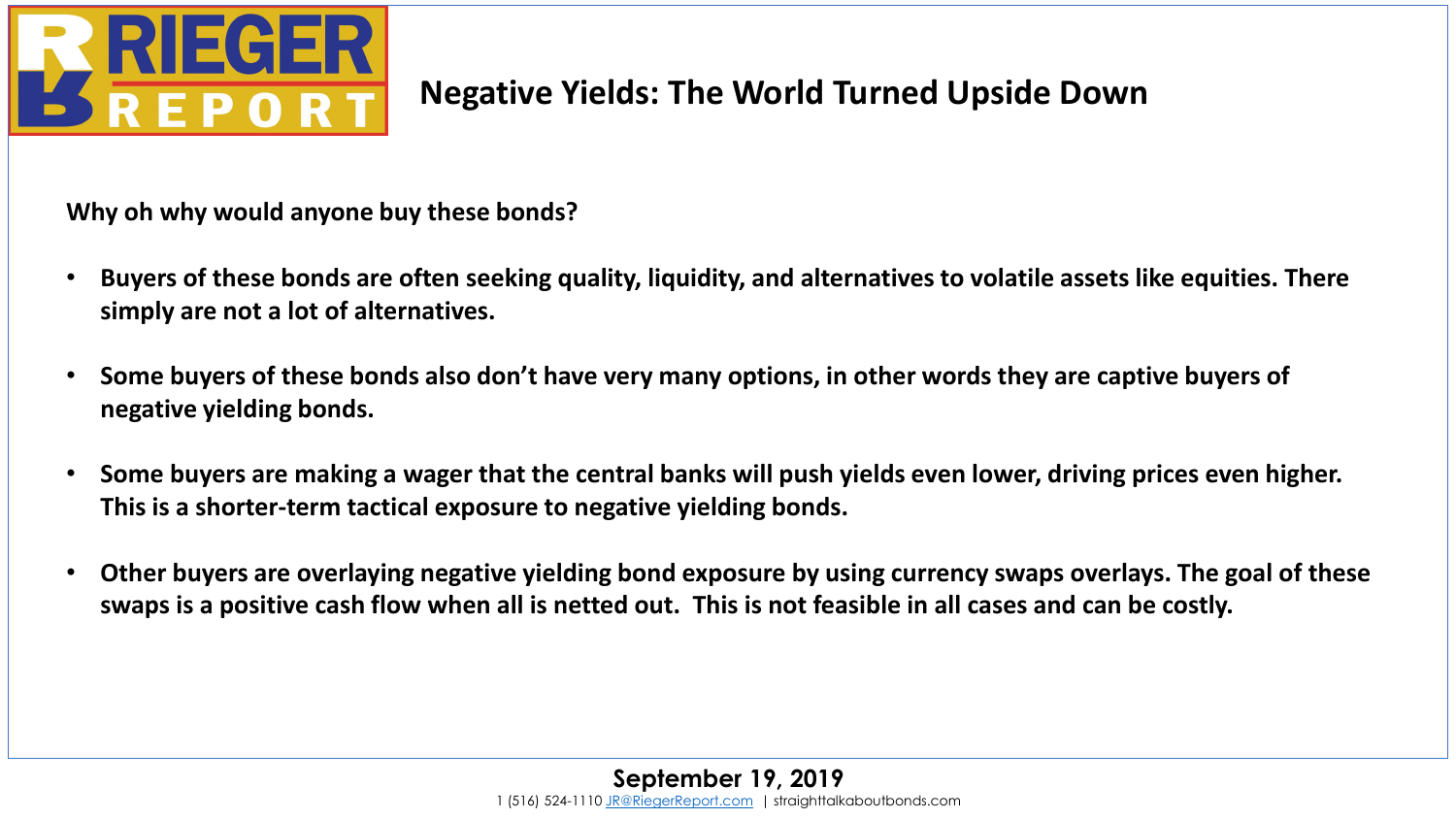# Negative Yields: The World Turned Upside Down

**Why oh why would anyone buy these bonds?**

- **Buyers of these bonds are often seeking quality, liquidity, and alternatives to volatile assets like equities. There simply are not a lot of alternatives.**

- **Some buyers of these bonds also don't have very many options, in other words they are captive buyers of negative yielding bonds.**

- **Some buyers are making a wager that the central banks will push yields even lower, driving prices even higher. This is a shorter-term tactical exposure to negative yielding bonds.**

- **Other buyers are overlaying negative yielding bond exposure by using currency swaps overlays. The goal of these swaps is a positive cash flow when all is netted out. This is not feasible in all cases and can be costly.**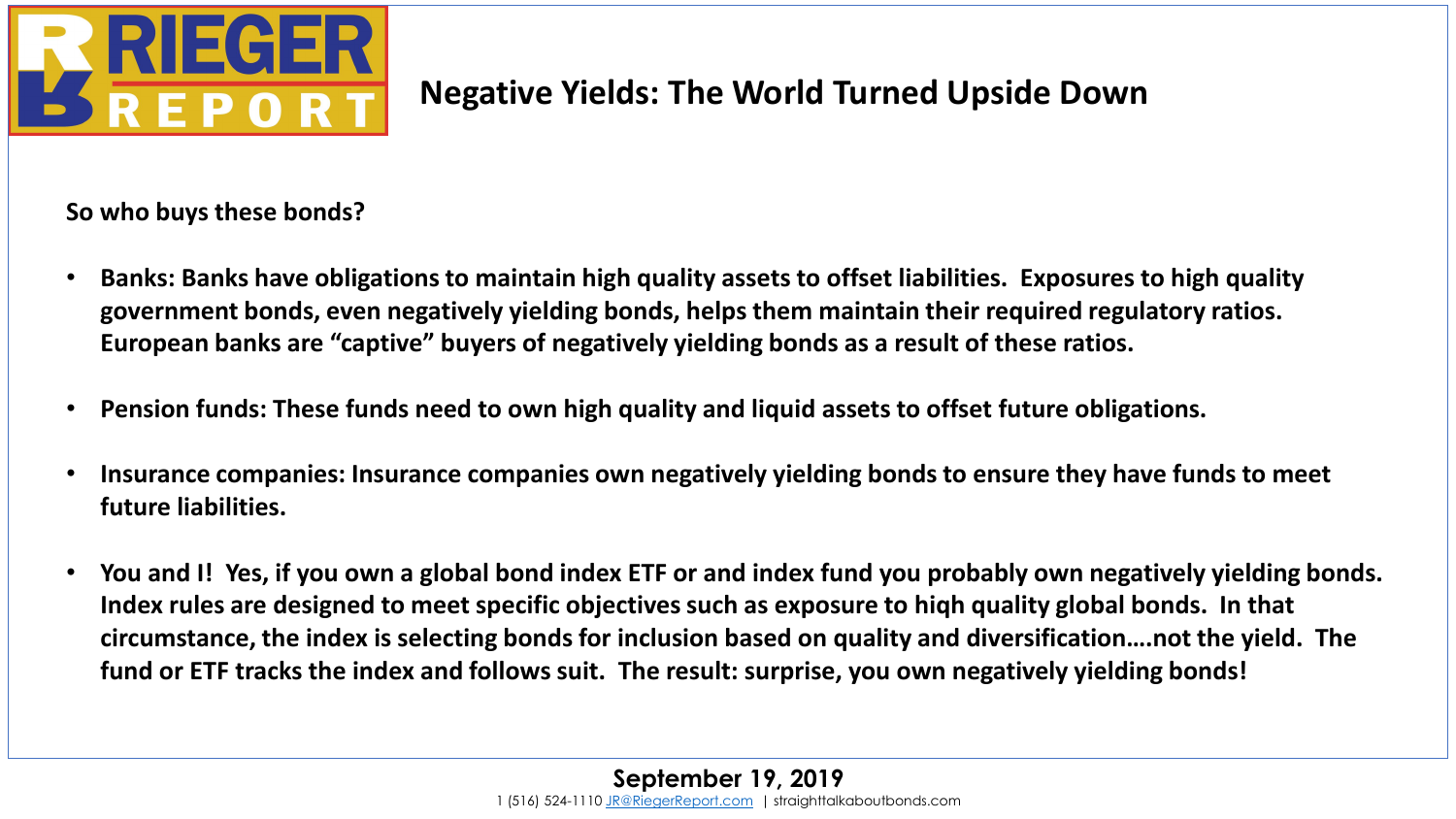# Negative Yields: The World Turned Upside Down

**So who buys these bonds?**

- **Banks: Banks have obligations to maintain high quality assets to offset liabilities. Exposures to high quality government bonds, even negatively yielding bonds, helps them maintain their required regulatory ratios. European banks are "captive" buyers of negatively yielding bonds as a result of these ratios.**

- **Pension funds: These funds need to own high quality and liquid assets to offset future obligations.**

- **Insurance companies: Insurance companies own negatively yielding bonds to ensure they have funds to meet future liabilities.**

- **You and I! Yes, if you own a global bond index ETF or and index fund you probably own negatively yielding bonds. Index rules are designed to meet specific objectives such as exposure to hiqh quality global bonds. In that circumstance, the index is selecting bonds for inclusion based on quality and diversification….not the yield. The fund or ETF tracks the index and follows suit. The result: surprise, you own negatively yielding bonds!**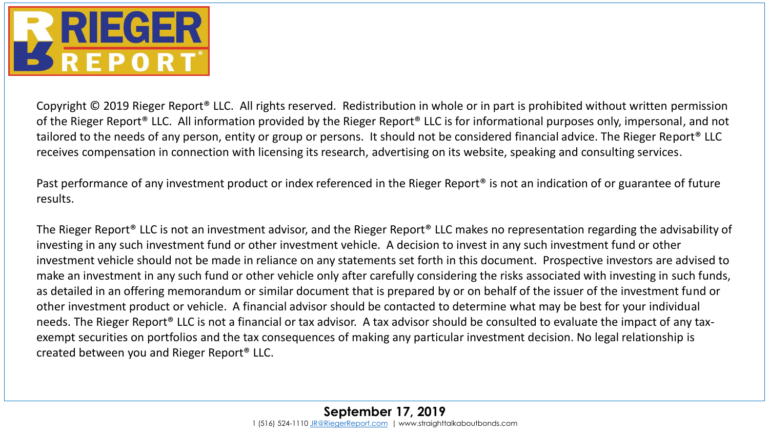Copyright © 2019 Rieger Report® LLC. All rights reserved. Redistribution in whole or in part is prohibited without written permission of the Rieger Report® LLC. All information provided by the Rieger Report® LLC is for informational purposes only, impersonal, and not tailored to the needs of any person, entity or group or persons. It should not be considered financial advice. The Rieger Report® LLC receives compensation in connection with licensing its research, advertising on its website, speaking and consulting services.

Past performance of any investment product or index referenced in the Rieger Report® is not an indication of or guarantee of future results.

The Rieger Report® LLC is not an investment advisor, and the Rieger Report® LLC makes no representation regarding the advisability of investing in any such investment fund or other investment vehicle. A decision to invest in any such investment fund or other investment vehicle should not be made in reliance on any statements set forth in this document. Prospective investors are advised to make an investment in any such fund or other vehicle only after carefully considering the risks associated with investing in such funds, as detailed in an offering memorandum or similar document that is prepared by or on behalf of the issuer of the investment fund or other investment product or vehicle. A financial advisor should be contacted to determine what may be best for your individual needs. The Rieger Report® LLC is not a financial or tax advisor. A tax advisor should be consulted to evaluate the impact of any tax-exempt securities on portfolios and the tax consequences of making any particular investment decision. No legal relationship is created between you and Rieger Report® LLC.

**September 17, 2019**

1 (516) 524-1110 JR@RiegerReport.com | www.straighttalkaboutbonds.com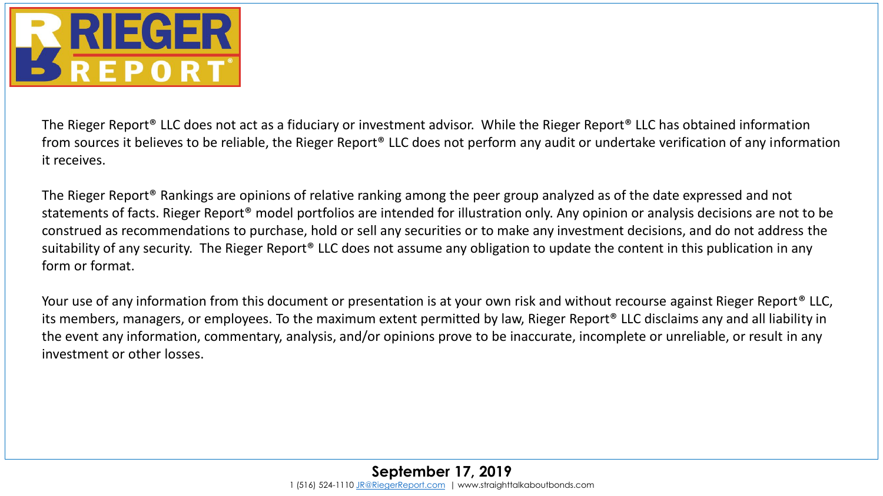RIEGER REPORT®

The Rieger Report® LLC does not act as a fiduciary or investment advisor. While the Rieger Report® LLC has obtained information from sources it believes to be reliable, the Rieger Report® LLC does not perform any audit or undertake verification of any information it receives.

The Rieger Report® Rankings are opinions of relative ranking among the peer group analyzed as of the date expressed and not statements of facts. Rieger Report® model portfolios are intended for illustration only. Any opinion or analysis decisions are not to be construed as recommendations to purchase, hold or sell any securities or to make any investment decisions, and do not address the suitability of any security. The Rieger Report® LLC does not assume any obligation to update the content in this publication in any form or format.

Your use of any information from this document or presentation is at your own risk and without recourse against Rieger Report® LLC, its members, managers, or employees. To the maximum extent permitted by law, Rieger Report® LLC disclaims any and all liability in the event any information, commentary, analysis, and/or opinions prove to be inaccurate, incomplete or unreliable, or result in any investment or other losses.

**September 17, 2019**

1 (516) 524-1110 JR@RiegerReport.com | www.straighttalkaboutbonds.com